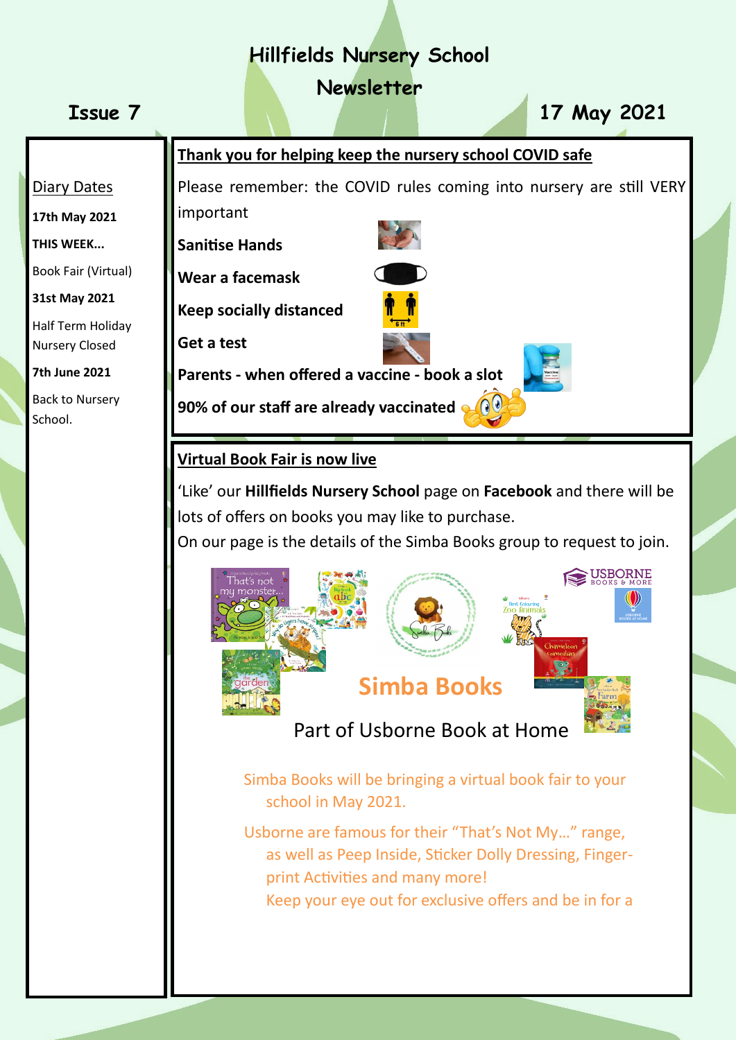# Hillfields Nursery School

## Newsletter

**Issue 7** | **17 May 2021**

### Diary Dates

**17th May 2021**

**THIS WEEK...**

Book Fair (Virtual)

**31st May 2021**

Half Term Holiday
Nursery Closed

**7th June 2021**

Back to Nursery School.

### Thank you for helping keep the nursery school COVID safe

Please remember: the COVID rules coming into nursery are still VERY important

**Sanitise Hands**

**Wear a facemask**

**Keep socially distanced**

**Get a test**

**Parents - when offered a vaccine - book a slot**

**90% of our staff are already vaccinated**

### Virtual Book Fair is now live

'Like' our **Hillfields Nursery School** page on **Facebook** and there will be lots of offers on books you may like to purchase.

On our page is the details of the Simba Books group to request to join.

**Simba Books**

Part of Usborne Book at Home

Simba Books will be bringing a virtual book fair to your school in May 2021.

Usborne are famous for their "That's Not My…" range, as well as Peep Inside, Sticker Dolly Dressing, Finger-print Activities and many more!

Keep your eye out for exclusive offers and be in for a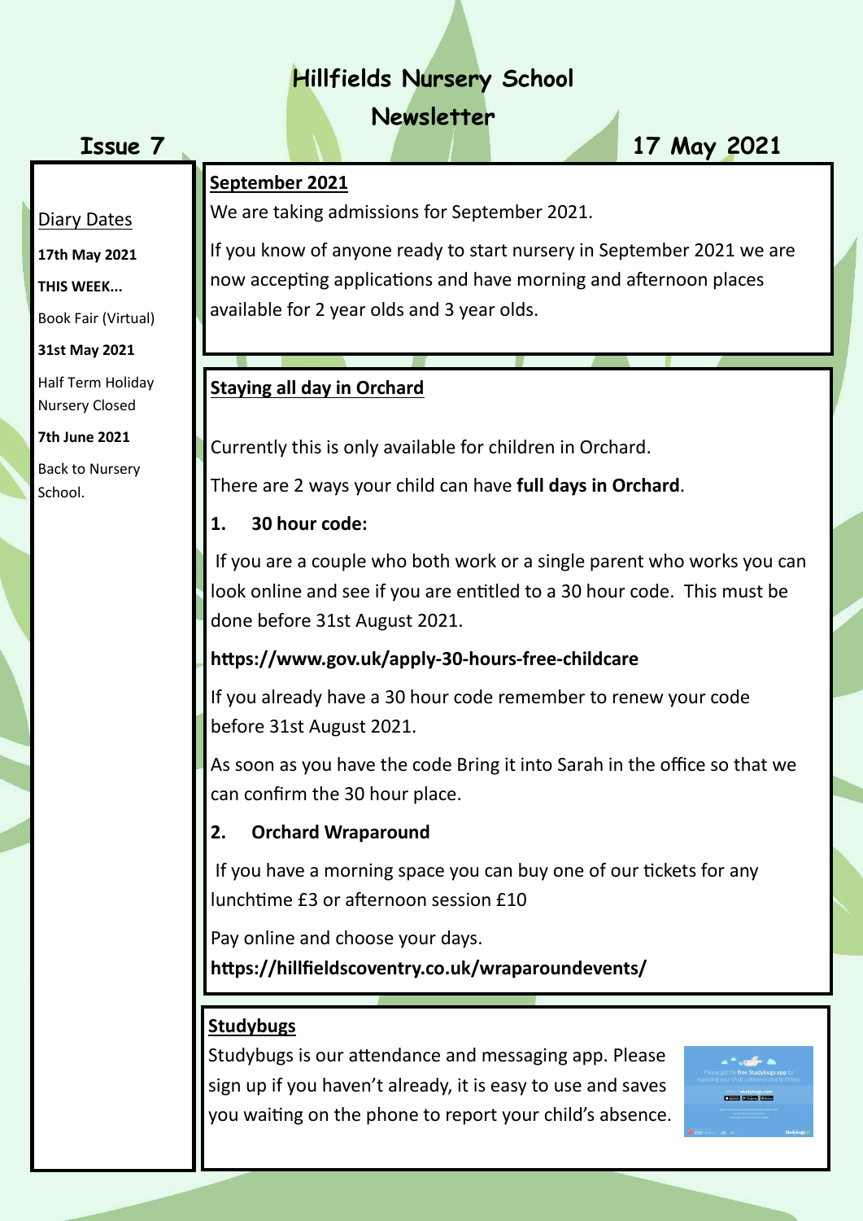# Hillfields Nursery School

# Newsletter

**Issue 7** **17 May 2021**

## Diary Dates

**17th May 2021**

**THIS WEEK...**

Book Fair (Virtual)

**31st May 2021**

Half Term Holiday Nursery Closed

**7th June 2021**

Back to Nursery School.

## September 2021

We are taking admissions for September 2021.

If you know of anyone ready to start nursery in September 2021 we are now accepting applications and have morning and afternoon places available for 2 year olds and 3 year olds.

## Staying all day in Orchard

Currently this is only available for children in Orchard.

There are 2 ways your child can have **full days in Orchard**.

**1. 30 hour code:**

If you are a couple who both work or a single parent who works you can look online and see if you are entitled to a 30 hour code. This must be done before 31st August 2021.

**https://www.gov.uk/apply-30-hours-free-childcare**

If you already have a 30 hour code remember to renew your code before 31st August 2021.

As soon as you have the code Bring it into Sarah in the office so that we can confirm the 30 hour place.

**2. Orchard Wraparound**

If you have a morning space you can buy one of our tickets for any lunchtime £3 or afternoon session £10

Pay online and choose your days.
**https://hillfieldscoventry.co.uk/wraparoundevents/**

## Studybugs

Studybugs is our attendance and messaging app. Please sign up if you haven't already, it is easy to use and saves you waiting on the phone to report your child's absence.